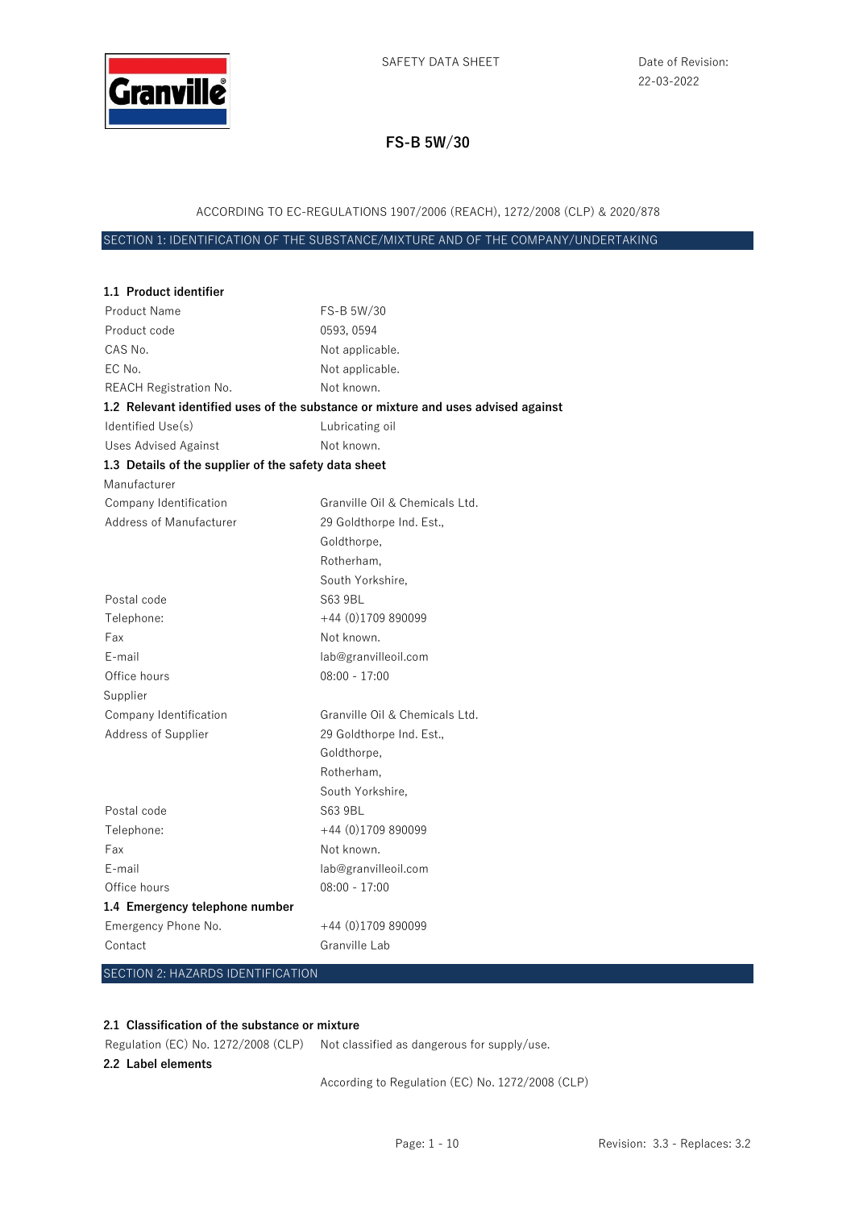SAFETY DATA SHEET

Date of Revision: 22-03-2022

# FS-B 5W/30

ACCORDING TO EC-REGULATIONS 1907/2006 (REACH), 1272/2008 (CLP) & 2020/878

## SECTION 1: IDENTIFICATION OF THE SUBSTANCE/MIXTURE AND OF THE COMPANY/UNDERTAKING

### 1.1 Product identifier

| | |
|---|---|
| Product Name | FS-B 5W/30 |
| Product code | 0593, 0594 |
| CAS No. | Not applicable. |
| EC No. | Not applicable. |
| REACH Registration No. | Not known. |

### 1.2 Relevant identified uses of the substance or mixture and uses advised against

| | |
|---|---|
| Identified Use(s) | Lubricating oil |
| Uses Advised Against | Not known. |

### 1.3 Details of the supplier of the safety data sheet

Manufacturer

| | |
|---|---|
| Company Identification | Granville Oil & Chemicals Ltd. |
| Address of Manufacturer | 29 Goldthorpe Ind. Est., Goldthorpe, Rotherham, South Yorkshire, |
| Postal code | S63 9BL |
| Telephone: | +44 (0)1709 890099 |
| Fax | Not known. |
| E-mail | lab@granvilleoil.com |
| Office hours | 08:00 - 17:00 |

Supplier

| | |
|---|---|
| Company Identification | Granville Oil & Chemicals Ltd. |
| Address of Supplier | 29 Goldthorpe Ind. Est., Goldthorpe, Rotherham, South Yorkshire, |
| Postal code | S63 9BL |
| Telephone: | +44 (0)1709 890099 |
| Fax | Not known. |
| E-mail | lab@granvilleoil.com |
| Office hours | 08:00 - 17:00 |

### 1.4 Emergency telephone number

| | |
|---|---|
| Emergency Phone No. | +44 (0)1709 890099 |
| Contact | Granville Lab |

## SECTION 2: HAZARDS IDENTIFICATION

### 2.1 Classification of the substance or mixture

| | |
|---|---|
| Regulation (EC) No. 1272/2008 (CLP) | Not classified as dangerous for supply/use. |

### 2.2 Label elements

According to Regulation (EC) No. 1272/2008 (CLP)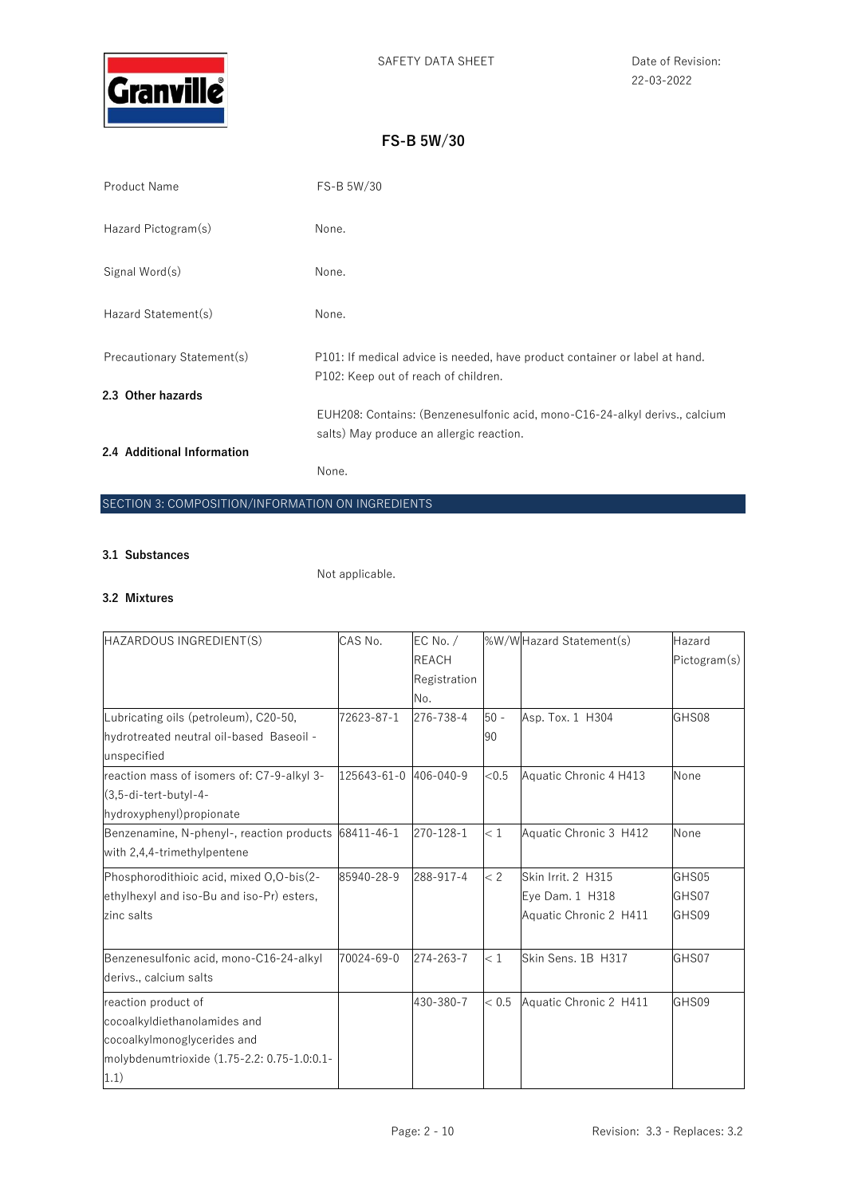# FS-B 5W/30

| | |
|---|---|
| Product Name | FS-B 5W/30 |
| Hazard Pictogram(s) | None. |
| Signal Word(s) | None. |
| Hazard Statement(s) | None. |
| Precautionary Statement(s) | P101: If medical advice is needed, have product container or label at hand.<br>P102: Keep out of reach of children. |

**2.3 Other hazards**

EUH208: Contains: (Benzenesulfonic acid, mono-C16-24-alkyl derivs., calcium salts) May produce an allergic reaction.

**2.4 Additional Information**

None.

## SECTION 3: COMPOSITION/INFORMATION ON INGREDIENTS

**3.1 Substances**

Not applicable.

**3.2 Mixtures**

| HAZARDOUS INGREDIENT(S) | CAS No. | EC No. / REACH Registration No. | %W/W | Hazard Statement(s) | Hazard Pictogram(s) |
|---|---|---|---|---|---|
| Lubricating oils (petroleum), C20-50, hydrotreated neutral oil-based Baseoil - unspecified | 72623-87-1 | 276-738-4 | 50 - 90 | Asp. Tox. 1 H304 | GHS08 |
| reaction mass of isomers of: C7-9-alkyl 3-(3,5-di-tert-butyl-4-hydroxyphenyl)propionate | 125643-61-0 | 406-040-9 | <0.5 | Aquatic Chronic 4 H413 | None |
| Benzenamine, N-phenyl-, reaction products with 2,4,4-trimethylpentene | 68411-46-1 | 270-128-1 | < 1 | Aquatic Chronic 3 H412 | None |
| Phosphorodithioic acid, mixed O,O-bis(2-ethylhexyl and iso-Bu and iso-Pr) esters, zinc salts | 85940-28-9 | 288-917-4 | < 2 | Skin Irrit. 2 H315<br>Eye Dam. 1 H318<br>Aquatic Chronic 2 H411 | GHS05<br>GHS07<br>GHS09 |
| Benzenesulfonic acid, mono-C16-24-alkyl derivs., calcium salts | 70024-69-0 | 274-263-7 | < 1 | Skin Sens. 1B H317 | GHS07 |
| reaction product of cocoalkyldiethanolamides and cocoalkylmonoglycerides and molybdenumtrioxide (1.75-2.2: 0.75-1.0:0.1-1.1) | | 430-380-7 | < 0.5 | Aquatic Chronic 2 H411 | GHS09 |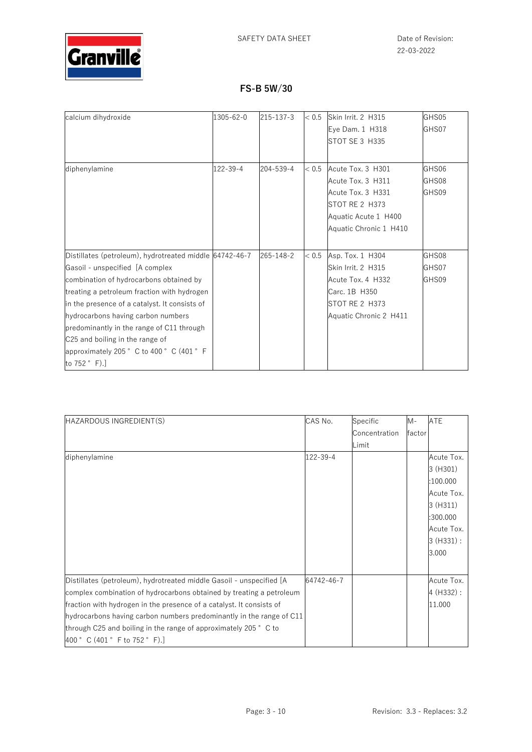| | | | | | |
|---|---|---|---|---|---|
| calcium dihydroxide | 1305-62-0 | 215-137-3 | < 0.5 | Skin Irrit. 2 H315<br>Eye Dam. 1 H318<br>STOT SE 3 H335 | GHS05<br>GHS07 |
| diphenylamine | 122-39-4 | 204-539-4 | < 0.5 | Acute Tox. 3 H301<br>Acute Tox. 3 H311<br>Acute Tox. 3 H331<br>STOT RE 2 H373<br>Aquatic Acute 1 H400<br>Aquatic Chronic 1 H410 | GHS06<br>GHS08<br>GHS09 |
| Distillates (petroleum), hydrotreated middle Gasoil - unspecified [A complex combination of hydrocarbons obtained by treating a petroleum fraction with hydrogen in the presence of a catalyst. It consists of hydrocarbons having carbon numbers predominantly in the range of C11 through C25 and boiling in the range of approximately 205 ° C to 400 ° C (401 ° F to 752 ° F).] | 64742-46-7 | 265-148-2 | < 0.5 | Asp. Tox. 1 H304<br>Skin Irrit. 2 H315<br>Acute Tox. 4 H332<br>Carc. 1B H350<br>STOT RE 2 H373<br>Aquatic Chronic 2 H411 | GHS08<br>GHS07<br>GHS09 |

| HAZARDOUS INGREDIENT(S) | CAS No. | Specific Concentration Limit | M-factor | ATE |
|---|---|---|---|---|
| diphenylamine | 122-39-4 | | | Acute Tox. 3 (H301) :100.000<br>Acute Tox. 3 (H311) :300.000<br>Acute Tox. 3 (H331) : 3.000 |
| Distillates (petroleum), hydrotreated middle Gasoil - unspecified [A complex combination of hydrocarbons obtained by treating a petroleum fraction with hydrogen in the presence of a catalyst. It consists of hydrocarbons having carbon numbers predominantly in the range of C11 through C25 and boiling in the range of approximately 205 ° C to 400 ° C (401 ° F to 752 ° F).] | 64742-46-7 | | | Acute Tox. 4 (H332) : 11.000 |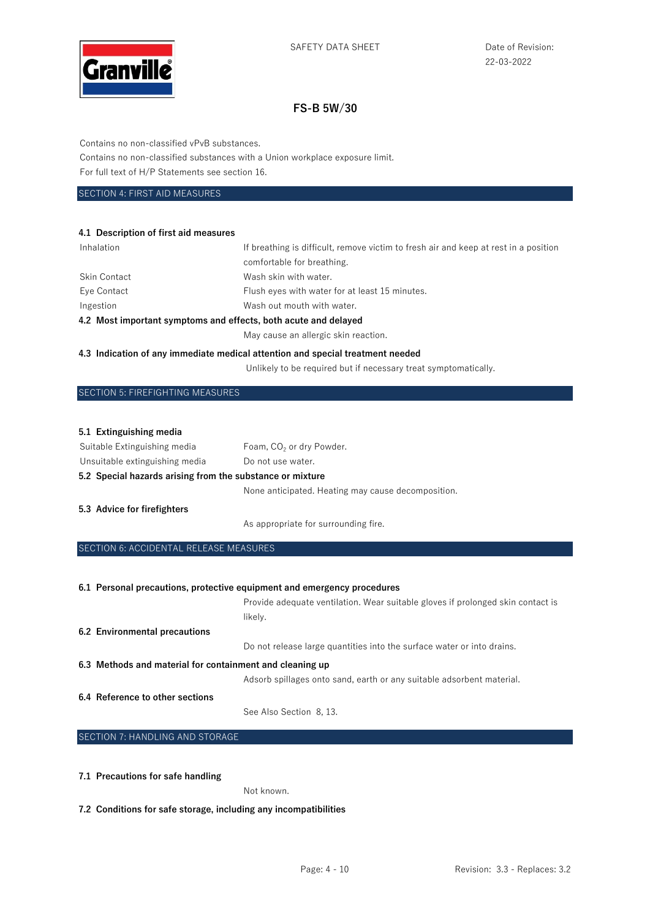Contains no non-classified vPvB substances.

Contains no non-classified substances with a Union workplace exposure limit.

For full text of H/P Statements see section 16.

## SECTION 4: FIRST AID MEASURES

### 4.1 Description of first aid measures

| | |
|---|---|
| Inhalation | If breathing is difficult, remove victim to fresh air and keep at rest in a position comfortable for breathing. |
| Skin Contact | Wash skin with water. |
| Eye Contact | Flush eyes with water for at least 15 minutes. |
| Ingestion | Wash out mouth with water. |

### 4.2 Most important symptoms and effects, both acute and delayed

May cause an allergic skin reaction.

### 4.3 Indication of any immediate medical attention and special treatment needed

Unlikely to be required but if necessary treat symptomatically.

## SECTION 5: FIREFIGHTING MEASURES

### 5.1 Extinguishing media

| | |
|---|---|
| Suitable Extinguishing media | Foam, $CO_2$ or dry Powder. |
| Unsuitable extinguishing media | Do not use water. |

### 5.2 Special hazards arising from the substance or mixture

None anticipated. Heating may cause decomposition.

### 5.3 Advice for firefighters

As appropriate for surrounding fire.

## SECTION 6: ACCIDENTAL RELEASE MEASURES

### 6.1 Personal precautions, protective equipment and emergency procedures

Provide adequate ventilation. Wear suitable gloves if prolonged skin contact is likely.

### 6.2 Environmental precautions

Do not release large quantities into the surface water or into drains.

### 6.3 Methods and material for containment and cleaning up

Adsorb spillages onto sand, earth or any suitable adsorbent material.

### 6.4 Reference to other sections

See Also Section 8, 13.

## SECTION 7: HANDLING AND STORAGE

### 7.1 Precautions for safe handling

Not known.

### 7.2 Conditions for safe storage, including any incompatibilities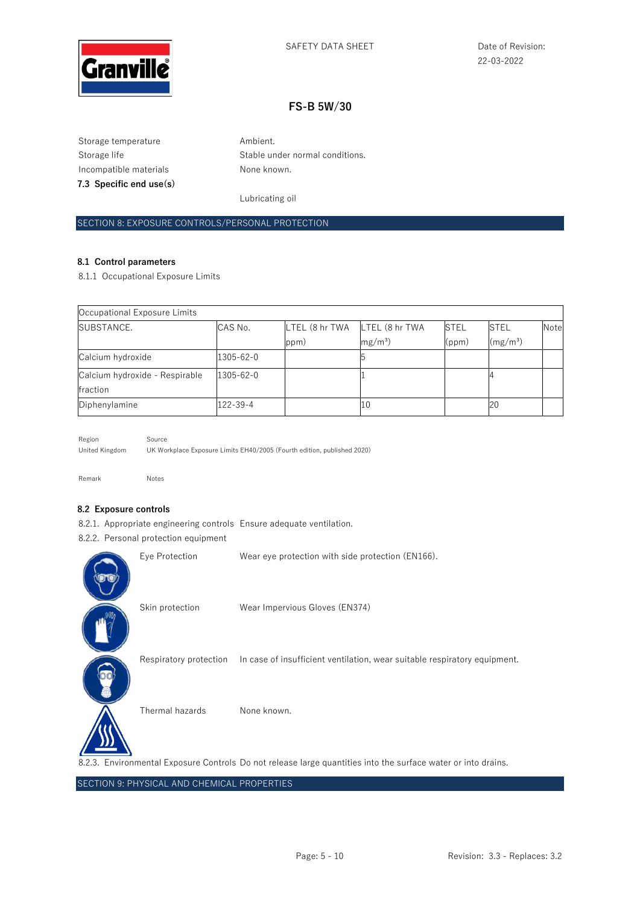Storage temperature — Ambient.

Storage life — Stable under normal conditions.

Incompatible materials — None known.

**7.3 Specific end use(s)**

Lubricating oil

## SECTION 8: EXPOSURE CONTROLS/PERSONAL PROTECTION

### 8.1 Control parameters

8.1.1 Occupational Exposure Limits

| Occupational Exposure Limits | | | | | | |
|---|---|---|---|---|---|---|
| SUBSTANCE. | CAS No. | LTEL (8 hr TWA ppm) | LTEL (8 hr TWA mg/m³) | STEL (ppm) | STEL (mg/m³) | Note |
| Calcium hydroxide | 1305-62-0 | | 5 | | | |
| Calcium hydroxide - Respirable fraction | 1305-62-0 | | 1 | | 4 | |
| Diphenylamine | 122-39-4 | | 10 | | 20 | |

| Region | Source |
|---|---|
| United Kingdom | UK Workplace Exposure Limits EH40/2005 (Fourth edition, published 2020) |

Remark — Notes

### 8.2 Exposure controls

8.2.1. Appropriate engineering controls — Ensure adequate ventilation.

8.2.2. Personal protection equipment

Eye Protection — Wear eye protection with side protection (EN166).

Skin protection — Wear Impervious Gloves (EN374)

Respiratory protection — In case of insufficient ventilation, wear suitable respiratory equipment.

Thermal hazards — None known.

8.2.3. Environmental Exposure Controls — Do not release large quantities into the surface water or into drains.

## SECTION 9: PHYSICAL AND CHEMICAL PROPERTIES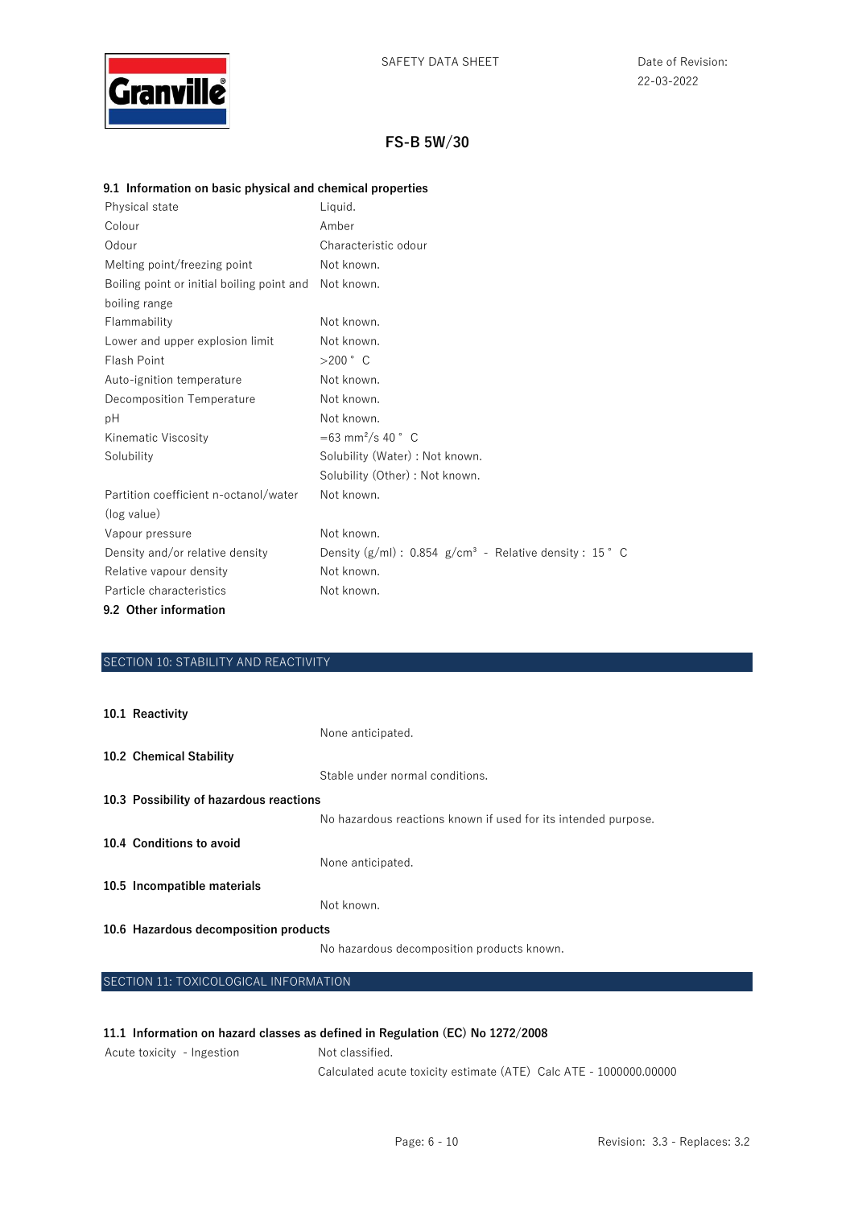### 9.1 Information on basic physical and chemical properties

| | |
|---|---|
| Physical state | Liquid. |
| Colour | Amber |
| Odour | Characteristic odour |
| Melting point/freezing point | Not known. |
| Boiling point or initial boiling point and boiling range | Not known. |
| Flammability | Not known. |
| Lower and upper explosion limit | Not known. |
| Flash Point | >200 ° C |
| Auto-ignition temperature | Not known. |
| Decomposition Temperature | Not known. |
| pH | Not known. |
| Kinematic Viscosity | =63 $mm^2/s$ 40 ° C |
| Solubility | Solubility (Water) : Not known.<br>Solubility (Other) : Not known. |
| Partition coefficient n-octanol/water (log value) | Not known. |
| Vapour pressure | Not known. |
| Density and/or relative density | Density (g/ml) : 0.854 $g/cm^3$ - Relative density : 15 ° C |
| Relative vapour density | Not known. |
| Particle characteristics | Not known. |

### 9.2 Other information

## SECTION 10: STABILITY AND REACTIVITY

### 10.1 Reactivity

None anticipated.

### 10.2 Chemical Stability

Stable under normal conditions.

### 10.3 Possibility of hazardous reactions

No hazardous reactions known if used for its intended purpose.

### 10.4 Conditions to avoid

None anticipated.

### 10.5 Incompatible materials

Not known.

### 10.6 Hazardous decomposition products

No hazardous decomposition products known.

## SECTION 11: TOXICOLOGICAL INFORMATION

### 11.1 Information on hazard classes as defined in Regulation (EC) No 1272/2008

| | |
|---|---|
| Acute toxicity - Ingestion | Not classified.<br>Calculated acute toxicity estimate (ATE) Calc ATE - 1000000.00000 |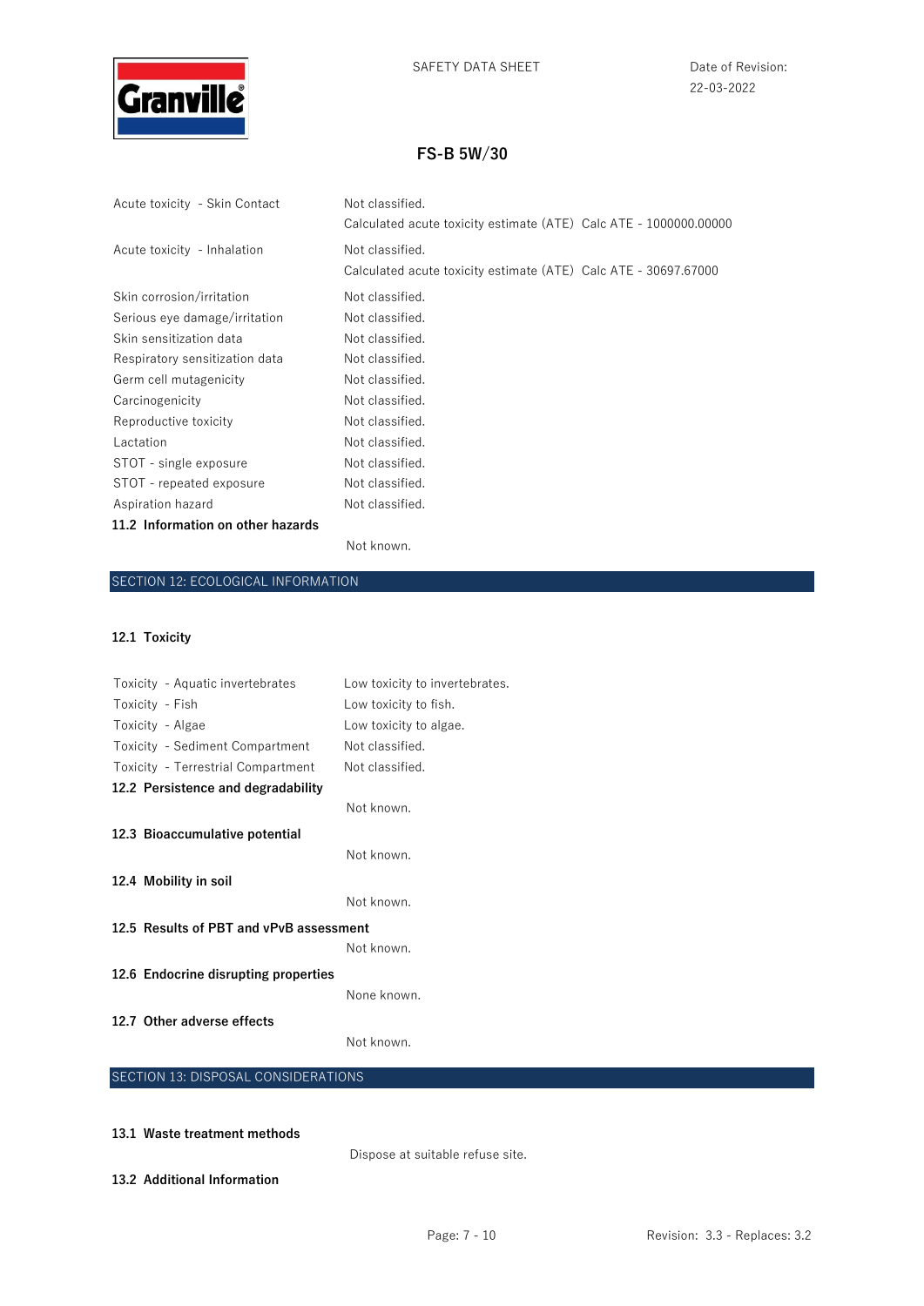| | |
|---|---|
| Acute toxicity - Skin Contact | Not classified.<br>Calculated acute toxicity estimate (ATE) Calc ATE - 1000000.00000 |
| Acute toxicity - Inhalation | Not classified.<br>Calculated acute toxicity estimate (ATE) Calc ATE - 30697.67000 |
| Skin corrosion/irritation | Not classified. |
| Serious eye damage/irritation | Not classified. |
| Skin sensitization data | Not classified. |
| Respiratory sensitization data | Not classified. |
| Germ cell mutagenicity | Not classified. |
| Carcinogenicity | Not classified. |
| Reproductive toxicity | Not classified. |
| Lactation | Not classified. |
| STOT - single exposure | Not classified. |
| STOT - repeated exposure | Not classified. |
| Aspiration hazard | Not classified. |

**11.2 Information on other hazards**

Not known.

## SECTION 12: ECOLOGICAL INFORMATION

**12.1 Toxicity**

| | |
|---|---|
| Toxicity - Aquatic invertebrates | Low toxicity to invertebrates. |
| Toxicity - Fish | Low toxicity to fish. |
| Toxicity - Algae | Low toxicity to algae. |
| Toxicity - Sediment Compartment | Not classified. |
| Toxicity - Terrestrial Compartment | Not classified. |

**12.2 Persistence and degradability**

Not known.

**12.3 Bioaccumulative potential**

Not known.

**12.4 Mobility in soil**

Not known.

**12.5 Results of PBT and vPvB assessment**

Not known.

**12.6 Endocrine disrupting properties**

None known.

**12.7 Other adverse effects**

Not known.

## SECTION 13: DISPOSAL CONSIDERATIONS

**13.1 Waste treatment methods**

Dispose at suitable refuse site.

**13.2 Additional Information**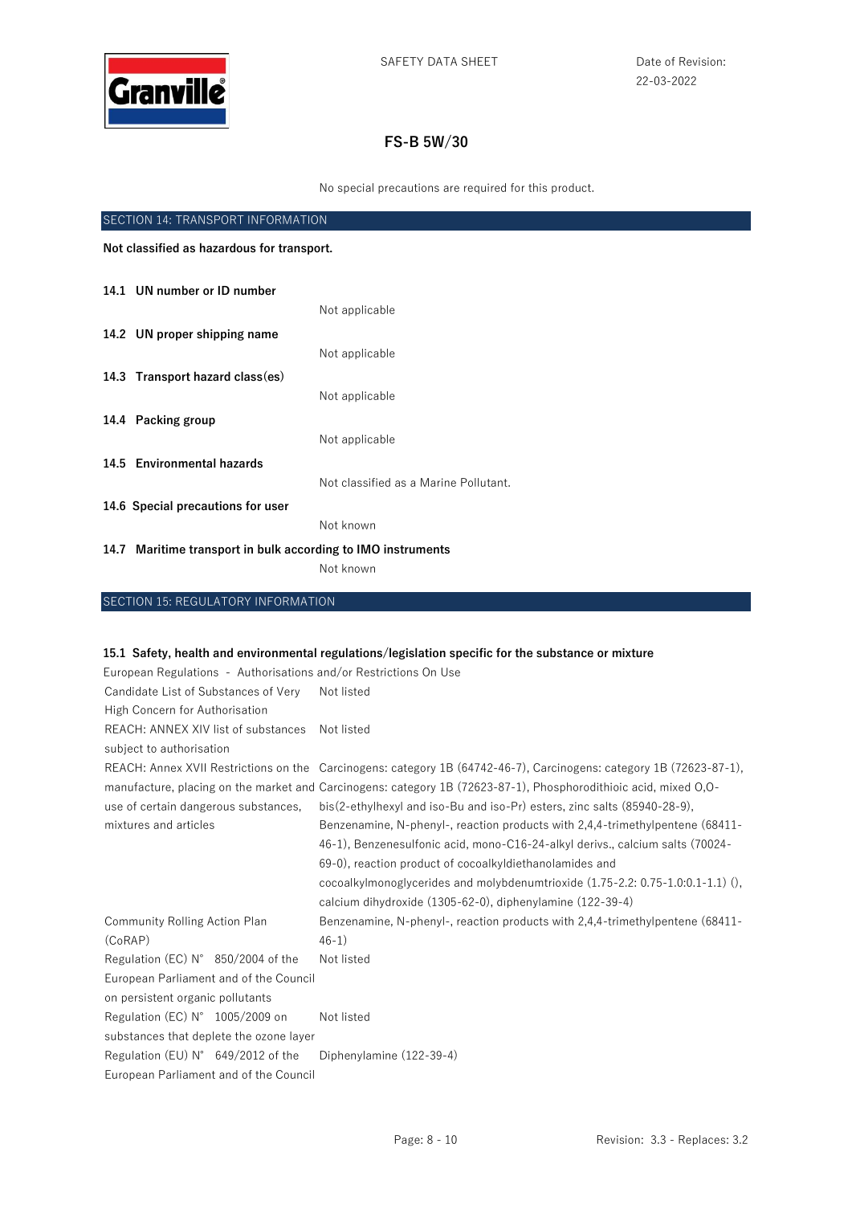No special precautions are required for this product.

## SECTION 14: TRANSPORT INFORMATION

**Not classified as hazardous for transport.**

**14.1 UN number or ID number**

Not applicable

**14.2 UN proper shipping name**

Not applicable

**14.3 Transport hazard class(es)**

Not applicable

**14.4 Packing group**

Not applicable

**14.5 Environmental hazards**

Not classified as a Marine Pollutant.

**14.6 Special precautions for user**

Not known

**14.7 Maritime transport in bulk according to IMO instruments**

Not known

## SECTION 15: REGULATORY INFORMATION

**15.1 Safety, health and environmental regulations/legislation specific for the substance or mixture**

European Regulations - Authorisations and/or Restrictions On Use

| | |
|---|---|
| Candidate List of Substances of Very High Concern for Authorisation | Not listed |
| REACH: ANNEX XIV list of substances subject to authorisation | Not listed |
| REACH: Annex XVII Restrictions on the manufacture, placing on the market and use of certain dangerous substances, mixtures and articles | Carcinogens: category 1B (64742-46-7), Carcinogens: category 1B (72623-87-1), Carcinogens: category 1B (72623-87-1), Phosphorodithioic acid, mixed O,O-bis(2-ethylhexyl and iso-Bu and iso-Pr) esters, zinc salts (85940-28-9), Benzenamine, N-phenyl-, reaction products with 2,4,4-trimethylpentene (68411-46-1), Benzenesulfonic acid, mono-C16-24-alkyl derivs., calcium salts (70024-69-0), reaction product of cocoalkyldiethanolamides and cocoalkylmonoglycerides and molybdenumtrioxide (1.75-2.2: 0.75-1.0:0.1-1.1) (), calcium dihydroxide (1305-62-0), diphenylamine (122-39-4) |
| Community Rolling Action Plan (CoRAP) | Benzenamine, N-phenyl-, reaction products with 2,4,4-trimethylpentene (68411-46-1) |
| Regulation (EC) N° 850/2004 of the European Parliament and of the Council on persistent organic pollutants | Not listed |
| Regulation (EC) N° 1005/2009 on substances that deplete the ozone layer | Not listed |
| Regulation (EU) N° 649/2012 of the European Parliament and of the Council | Diphenylamine (122-39-4) |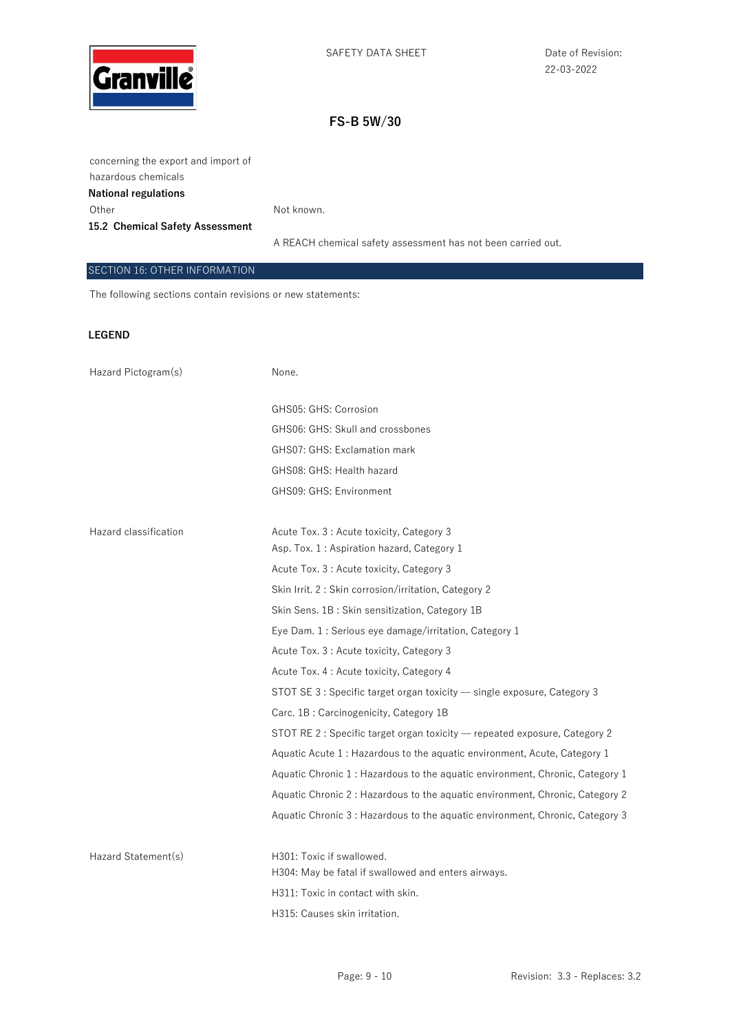concerning the export and import of hazardous chemicals

**National regulations**

Other — Not known.

**15.2 Chemical Safety Assessment**

A REACH chemical safety assessment has not been carried out.

## SECTION 16: OTHER INFORMATION

The following sections contain revisions or new statements:

**LEGEND**

| | |
|---|---|
| Hazard Pictogram(s) | None. |
| | GHS05: GHS: Corrosion |
| | GHS06: GHS: Skull and crossbones |
| | GHS07: GHS: Exclamation mark |
| | GHS08: GHS: Health hazard |
| | GHS09: GHS: Environment |
| Hazard classification | Acute Tox. 3 : Acute toxicity, Category 3 |
| | Asp. Tox. 1 : Aspiration hazard, Category 1 |
| | Acute Tox. 3 : Acute toxicity, Category 3 |
| | Skin Irrit. 2 : Skin corrosion/irritation, Category 2 |
| | Skin Sens. 1B : Skin sensitization, Category 1B |
| | Eye Dam. 1 : Serious eye damage/irritation, Category 1 |
| | Acute Tox. 3 : Acute toxicity, Category 3 |
| | Acute Tox. 4 : Acute toxicity, Category 4 |
| | STOT SE 3 : Specific target organ toxicity — single exposure, Category 3 |
| | Carc. 1B : Carcinogenicity, Category 1B |
| | STOT RE 2 : Specific target organ toxicity — repeated exposure, Category 2 |
| | Aquatic Acute 1 : Hazardous to the aquatic environment, Acute, Category 1 |
| | Aquatic Chronic 1 : Hazardous to the aquatic environment, Chronic, Category 1 |
| | Aquatic Chronic 2 : Hazardous to the aquatic environment, Chronic, Category 2 |
| | Aquatic Chronic 3 : Hazardous to the aquatic environment, Chronic, Category 3 |
| Hazard Statement(s) | H301: Toxic if swallowed. |
| | H304: May be fatal if swallowed and enters airways. |
| | H311: Toxic in contact with skin. |
| | H315: Causes skin irritation. |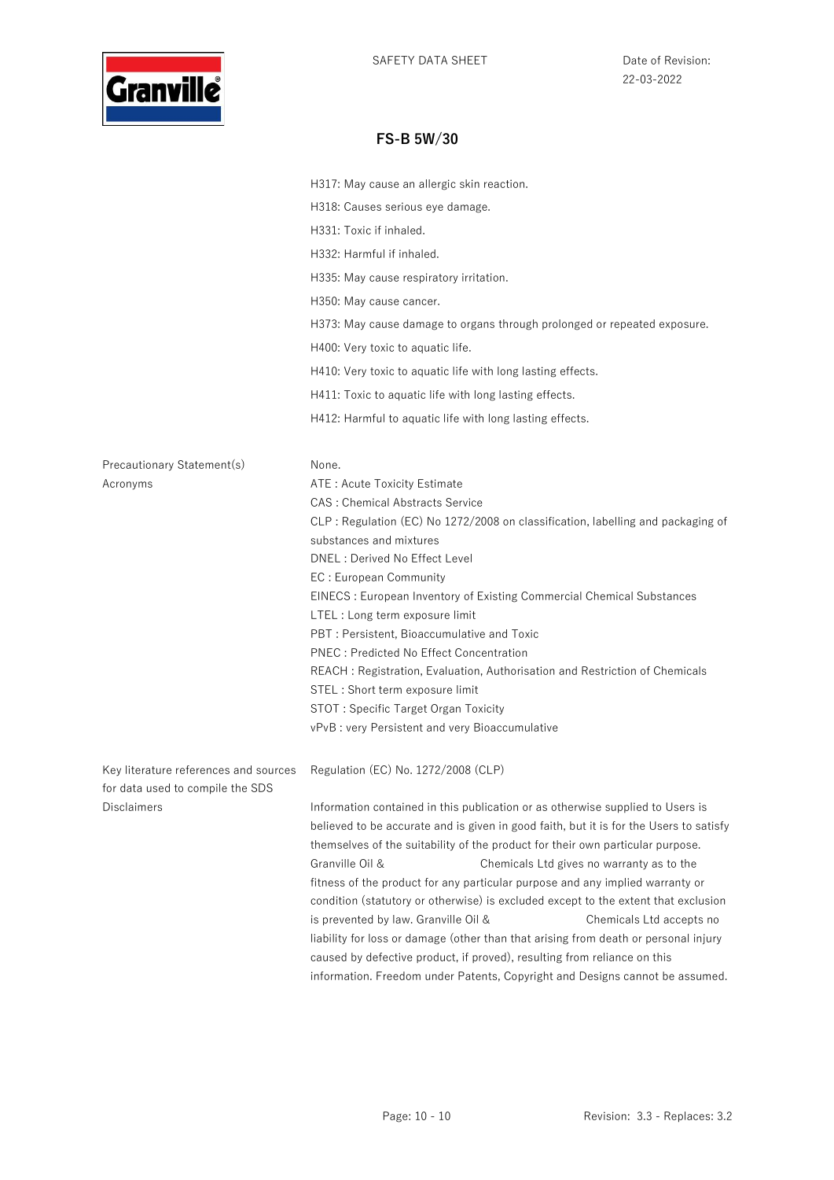H317: May cause an allergic skin reaction.

H318: Causes serious eye damage.

H331: Toxic if inhaled.

H332: Harmful if inhaled.

H335: May cause respiratory irritation.

H350: May cause cancer.

H373: May cause damage to organs through prolonged or repeated exposure.

H400: Very toxic to aquatic life.

H410: Very toxic to aquatic life with long lasting effects.

H411: Toxic to aquatic life with long lasting effects.

H412: Harmful to aquatic life with long lasting effects.

| | |
|---|---|
| Precautionary Statement(s) | None. |
| Acronyms | ATE : Acute Toxicity Estimate<br>CAS : Chemical Abstracts Service<br>CLP : Regulation (EC) No 1272/2008 on classification, labelling and packaging of substances and mixtures<br>DNEL : Derived No Effect Level<br>EC : European Community<br>EINECS : European Inventory of Existing Commercial Chemical Substances<br>LTEL : Long term exposure limit<br>PBT : Persistent, Bioaccumulative and Toxic<br>PNEC : Predicted No Effect Concentration<br>REACH : Registration, Evaluation, Authorisation and Restriction of Chemicals<br>STEL : Short term exposure limit<br>STOT : Specific Target Organ Toxicity<br>vPvB : very Persistent and very Bioaccumulative |
| Key literature references and sources for data used to compile the SDS | Regulation (EC) No. 1272/2008 (CLP) |
| Disclaimers | Information contained in this publication or as otherwise supplied to Users is believed to be accurate and is given in good faith, but it is for the Users to satisfy themselves of the suitability of the product for their own particular purpose. Granville Oil & Chemicals Ltd gives no warranty as to the fitness of the product for any particular purpose and any implied warranty or condition (statutory or otherwise) is excluded except to the extent that exclusion is prevented by law. Granville Oil & Chemicals Ltd accepts no liability for loss or damage (other than that arising from death or personal injury caused by defective product, if proved), resulting from reliance on this information. Freedom under Patents, Copyright and Designs cannot be assumed. |